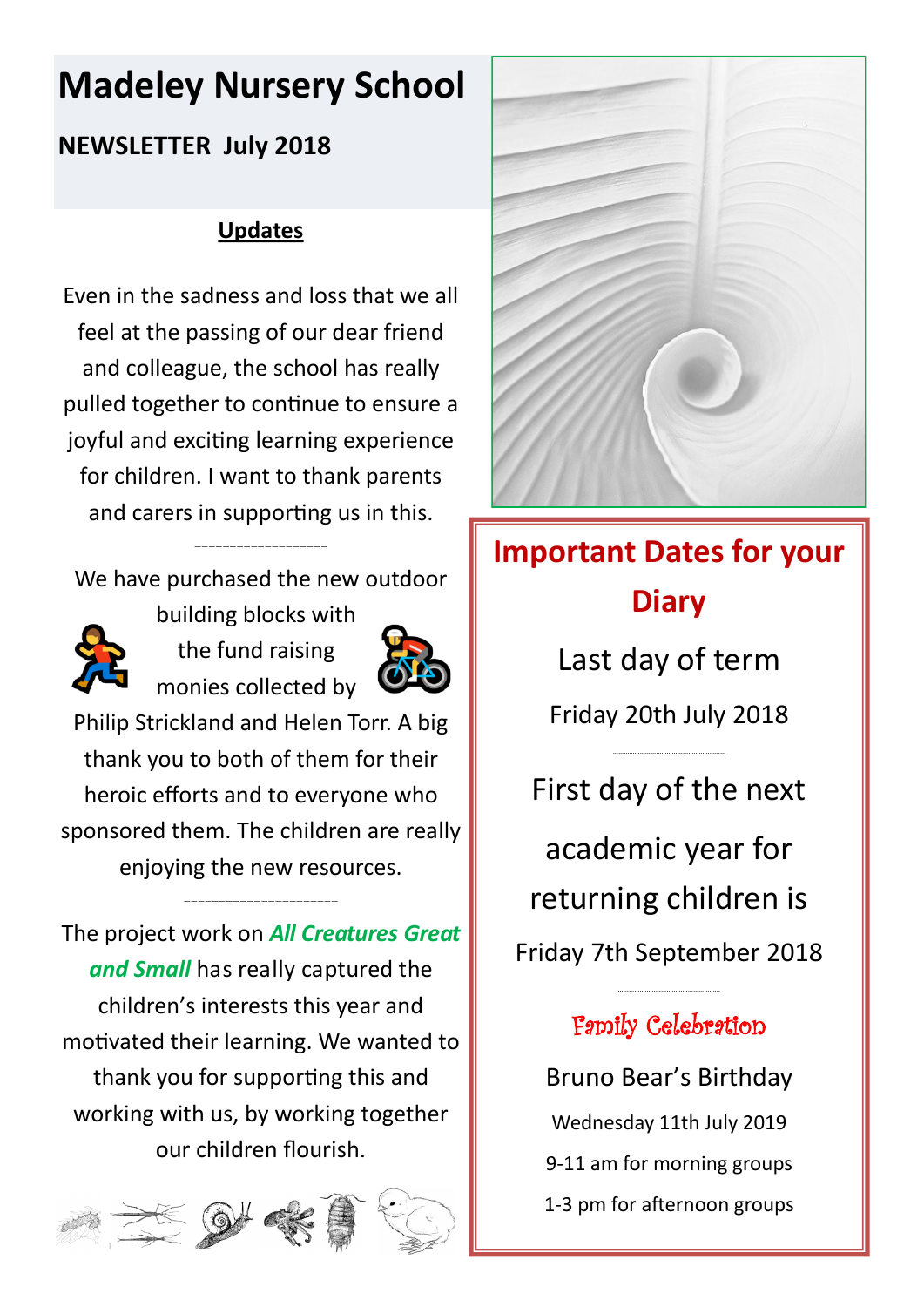# Madeley Nursery School

**NEWSLETTER July 2018**

## Updates

Even in the sadness and loss that we all feel at the passing of our dear friend and colleague, the school has really pulled together to continue to ensure a joyful and exciting learning experience for children. I want to thank parents and carers in supporting us in this.

---

We have purchased the new outdoor building blocks with the fund raising monies collected by Philip Strickland and Helen Torr. A big thank you to both of them for their heroic efforts and to everyone who sponsored them. The children are really enjoying the new resources.

---

The project work on ***All Creatures Great and Small*** has really captured the children's interests this year and motivated their learning. We wanted to thank you for supporting this and working with us, by working together our children flourish.

## Important Dates for your Diary

Last day of term

Friday 20th July 2018

---

First day of the next academic year for returning children is

Friday 7th September 2018

---

### Family Celebration

Bruno Bear's Birthday

Wednesday 11th July 2019

9-11 am for morning groups

1-3 pm for afternoon groups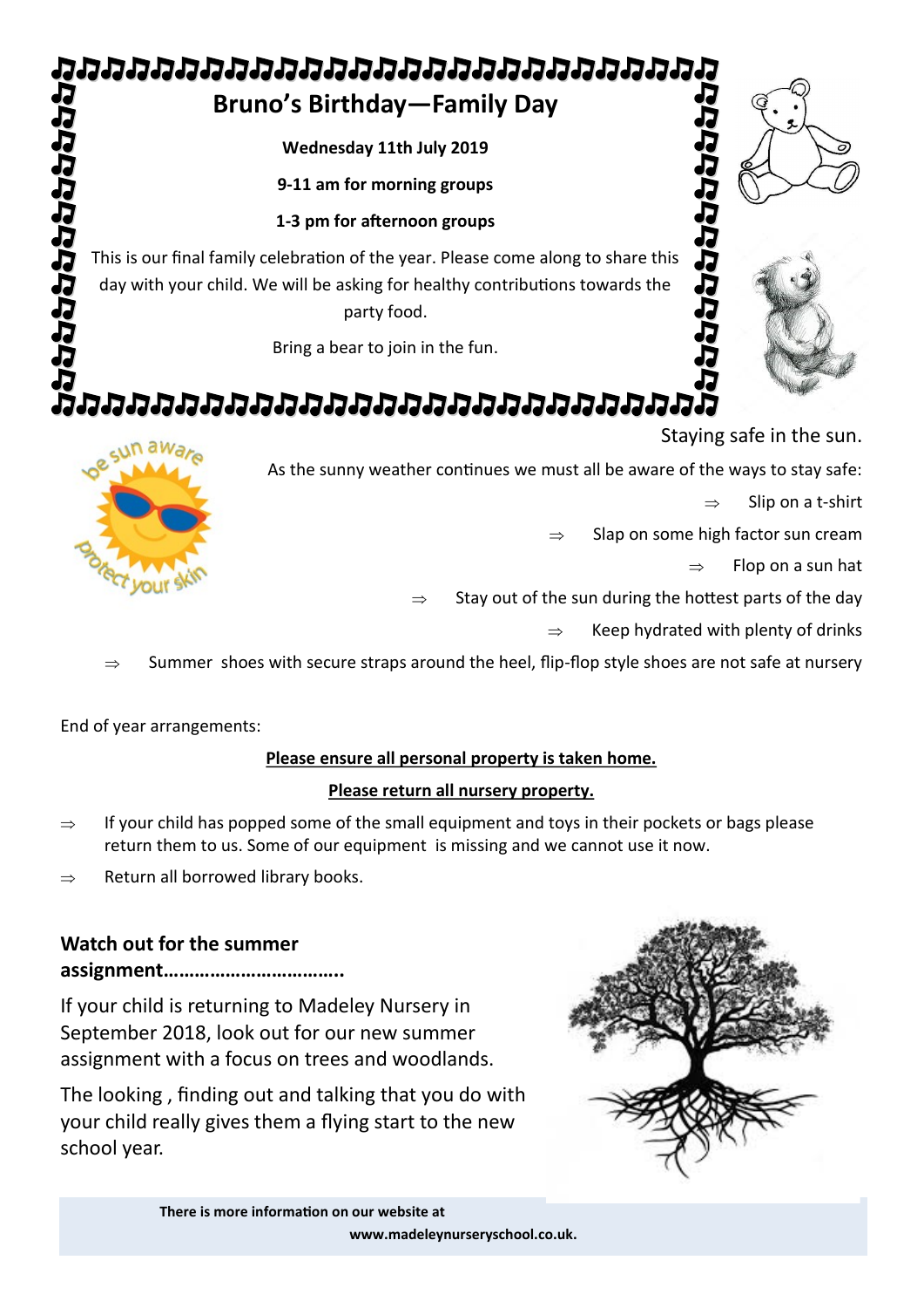## Bruno's Birthday—Family Day

**Wednesday 11th July 2019**

**9-11 am for morning groups**

**1-3 pm for afternoon groups**

This is our final family celebration of the year. Please come along to share this day with your child. We will be asking for healthy contributions towards the party food.

Bring a bear to join in the fun.

be sun aware

protect your skin

Staying safe in the sun.

As the sunny weather continues we must all be aware of the ways to stay safe:

- ⇒ Slip on a t-shirt
- ⇒ Slap on some high factor sun cream
- ⇒ Flop on a sun hat
- ⇒ Stay out of the sun during the hottest parts of the day
- ⇒ Keep hydrated with plenty of drinks
- ⇒ Summer shoes with secure straps around the heel, flip-flop style shoes are not safe at nursery

End of year arrangements:

**Please ensure all personal property is taken home.**

**Please return all nursery property.**

- ⇒ If your child has popped some of the small equipment and toys in their pockets or bags please return them to us. Some of our equipment is missing and we cannot use it now.
- ⇒ Return all borrowed library books.

**Watch out for the summer assignment……………………………..**

If your child is returning to Madeley Nursery in September 2018, look out for our new summer assignment with a focus on trees and woodlands.

The looking , finding out and talking that you do with your child really gives them a flying start to the new school year.

**There is more information on our website at www.madeleynurseryschool.co.uk.**